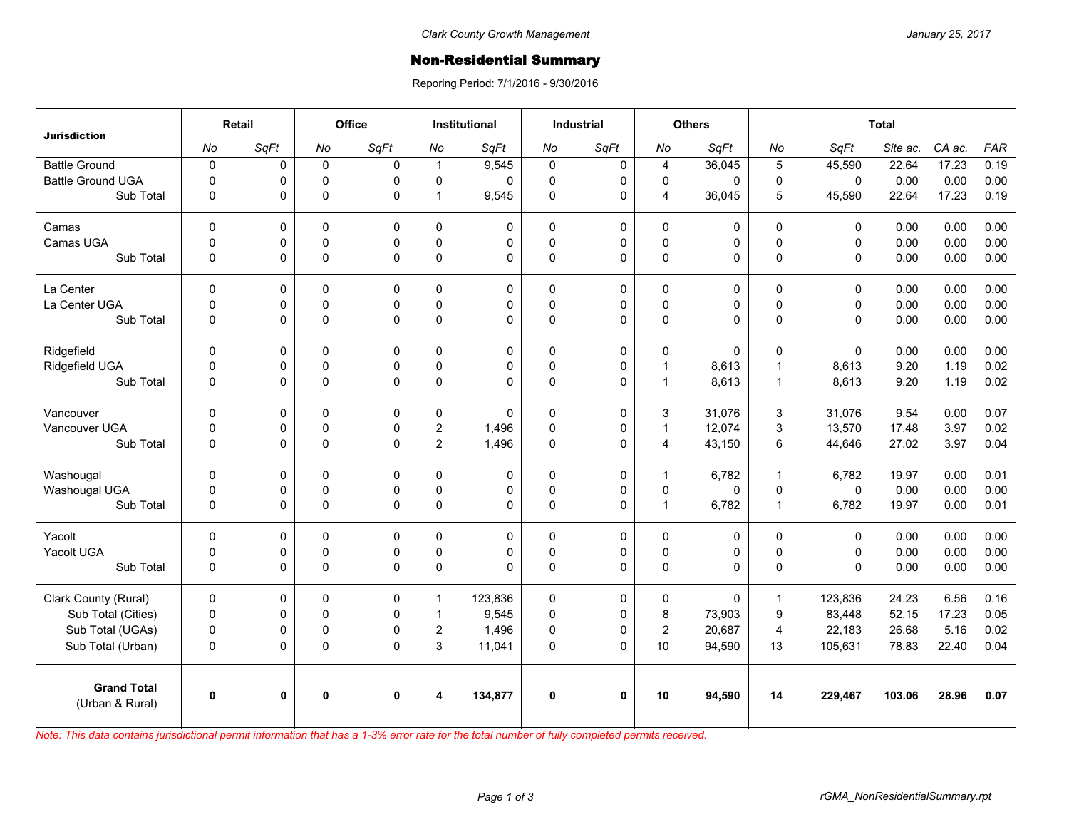Clark County Growth Management

January 25, 2017

# Non-Residential Summary

Reporing Period: 7/1/2016 - 9/30/2016

| Jurisdiction | Retail | | Office | | Institutional | | Industrial | | Others | | Total | | | | |
|---|---|---|---|---|---|---|---|---|---|---|---|---|---|---|---|
| | *No* | *SqFt* | *No* | *SqFt* | *No* | *SqFt* | *No* | *SqFt* | *No* | *SqFt* | *No* | *SqFt* | *Site ac.* | *CA ac.* | *FAR* |
| Battle Ground | 0 | 0 | 0 | 0 | 1 | 9,545 | 0 | 0 | 4 | 36,045 | 5 | 45,590 | 22.64 | 17.23 | 0.19 |
| Battle Ground UGA | 0 | 0 | 0 | 0 | 0 | 0 | 0 | 0 | 0 | 0 | 0 | 0 | 0.00 | 0.00 | 0.00 |
| Sub Total | 0 | 0 | 0 | 0 | 1 | 9,545 | 0 | 0 | 4 | 36,045 | 5 | 45,590 | 22.64 | 17.23 | 0.19 |
| Camas | 0 | 0 | 0 | 0 | 0 | 0 | 0 | 0 | 0 | 0 | 0 | 0 | 0.00 | 0.00 | 0.00 |
| Camas UGA | 0 | 0 | 0 | 0 | 0 | 0 | 0 | 0 | 0 | 0 | 0 | 0 | 0.00 | 0.00 | 0.00 |
| Sub Total | 0 | 0 | 0 | 0 | 0 | 0 | 0 | 0 | 0 | 0 | 0 | 0 | 0.00 | 0.00 | 0.00 |
| La Center | 0 | 0 | 0 | 0 | 0 | 0 | 0 | 0 | 0 | 0 | 0 | 0 | 0.00 | 0.00 | 0.00 |
| La Center UGA | 0 | 0 | 0 | 0 | 0 | 0 | 0 | 0 | 0 | 0 | 0 | 0 | 0.00 | 0.00 | 0.00 |
| Sub Total | 0 | 0 | 0 | 0 | 0 | 0 | 0 | 0 | 0 | 0 | 0 | 0 | 0.00 | 0.00 | 0.00 |
| Ridgefield | 0 | 0 | 0 | 0 | 0 | 0 | 0 | 0 | 0 | 0 | 0 | 0 | 0.00 | 0.00 | 0.00 |
| Ridgefield UGA | 0 | 0 | 0 | 0 | 0 | 0 | 0 | 0 | 1 | 8,613 | 1 | 8,613 | 9.20 | 1.19 | 0.02 |
| Sub Total | 0 | 0 | 0 | 0 | 0 | 0 | 0 | 0 | 1 | 8,613 | 1 | 8,613 | 9.20 | 1.19 | 0.02 |
| Vancouver | 0 | 0 | 0 | 0 | 0 | 0 | 0 | 0 | 3 | 31,076 | 3 | 31,076 | 9.54 | 0.00 | 0.07 |
| Vancouver UGA | 0 | 0 | 0 | 0 | 2 | 1,496 | 0 | 0 | 1 | 12,074 | 3 | 13,570 | 17.48 | 3.97 | 0.02 |
| Sub Total | 0 | 0 | 0 | 0 | 2 | 1,496 | 0 | 0 | 4 | 43,150 | 6 | 44,646 | 27.02 | 3.97 | 0.04 |
| Washougal | 0 | 0 | 0 | 0 | 0 | 0 | 0 | 0 | 1 | 6,782 | 1 | 6,782 | 19.97 | 0.00 | 0.01 |
| Washougal UGA | 0 | 0 | 0 | 0 | 0 | 0 | 0 | 0 | 0 | 0 | 0 | 0 | 0.00 | 0.00 | 0.00 |
| Sub Total | 0 | 0 | 0 | 0 | 0 | 0 | 0 | 0 | 1 | 6,782 | 1 | 6,782 | 19.97 | 0.00 | 0.01 |
| Yacolt | 0 | 0 | 0 | 0 | 0 | 0 | 0 | 0 | 0 | 0 | 0 | 0 | 0.00 | 0.00 | 0.00 |
| Yacolt UGA | 0 | 0 | 0 | 0 | 0 | 0 | 0 | 0 | 0 | 0 | 0 | 0 | 0.00 | 0.00 | 0.00 |
| Sub Total | 0 | 0 | 0 | 0 | 0 | 0 | 0 | 0 | 0 | 0 | 0 | 0 | 0.00 | 0.00 | 0.00 |
| Clark County (Rural) | 0 | 0 | 0 | 0 | 1 | 123,836 | 0 | 0 | 0 | 0 | 1 | 123,836 | 24.23 | 6.56 | 0.16 |
| Sub Total (Cities) | 0 | 0 | 0 | 0 | 1 | 9,545 | 0 | 0 | 8 | 73,903 | 9 | 83,448 | 52.15 | 17.23 | 0.05 |
| Sub Total (UGAs) | 0 | 0 | 0 | 0 | 2 | 1,496 | 0 | 0 | 2 | 20,687 | 4 | 22,183 | 26.68 | 5.16 | 0.02 |
| Sub Total (Urban) | 0 | 0 | 0 | 0 | 3 | 11,041 | 0 | 0 | 10 | 94,590 | 13 | 105,631 | 78.83 | 22.40 | 0.04 |
| **Grand Total** (Urban & Rural) | **0** | **0** | **0** | **0** | **4** | **134,877** | **0** | **0** | **10** | **94,590** | **14** | **229,467** | **103.06** | **28.96** | **0.07** |

*Note: This data contains jurisdictional permit information that has a 1-3% error rate for the total number of fully completed permits received.*

rGMA_NonResidentialSummary.rpt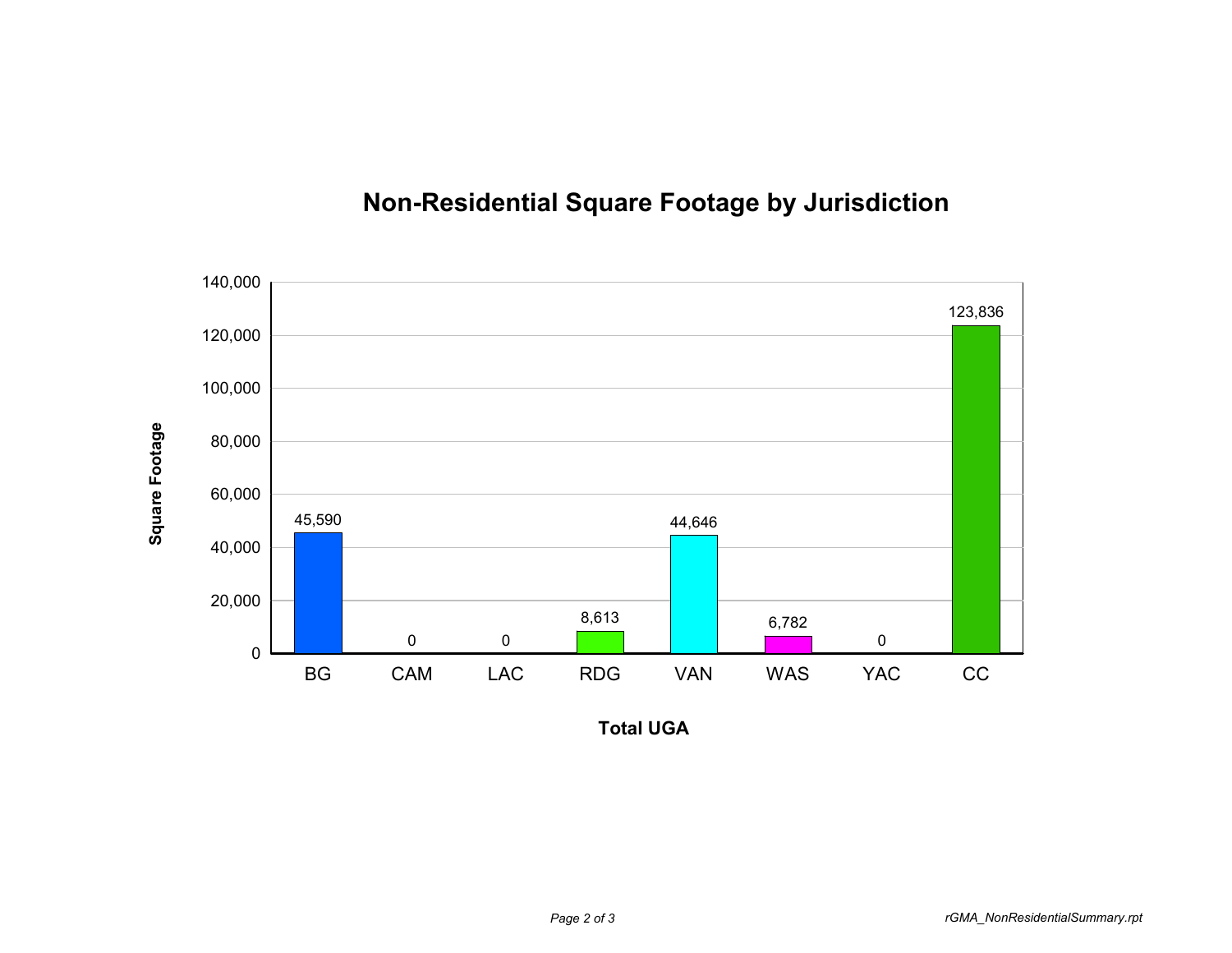## Non-Residential Square Footage by Jurisdiction

| Total UGA | Square Footage |
|---|---|
| BG | 45,590 |
| CAM | 0 |
| LAC | 0 |
| RDG | 8,613 |
| VAN | 44,646 |
| WAS | 6,782 |
| YAC | 0 |
| CC | 123,836 |

*rGMA_NonResidentialSummary.rpt*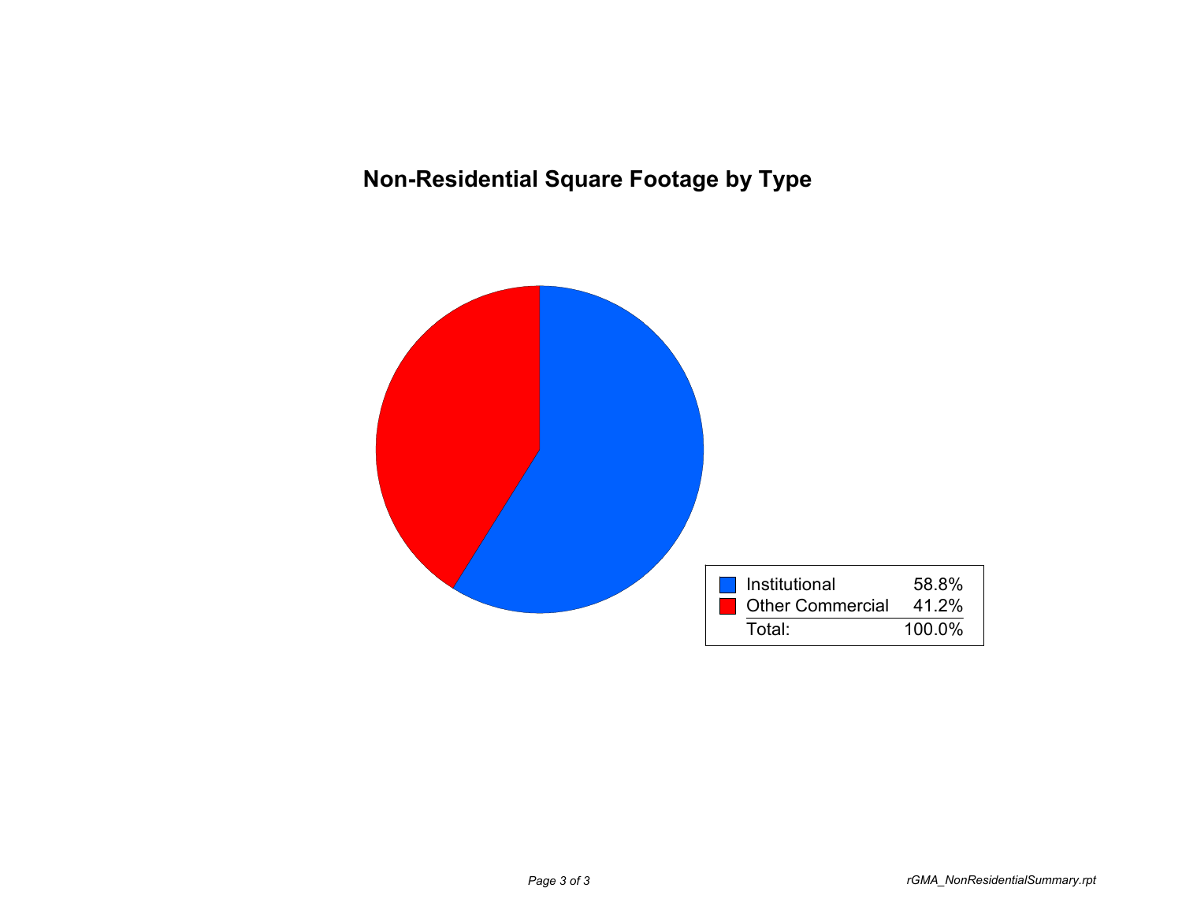# Non-Residential Square Footage by Type

Institutional 58.8%

Other Commercial 41.2%

Total: 100.0%

*rGMA_NonResidentialSummary.rpt*